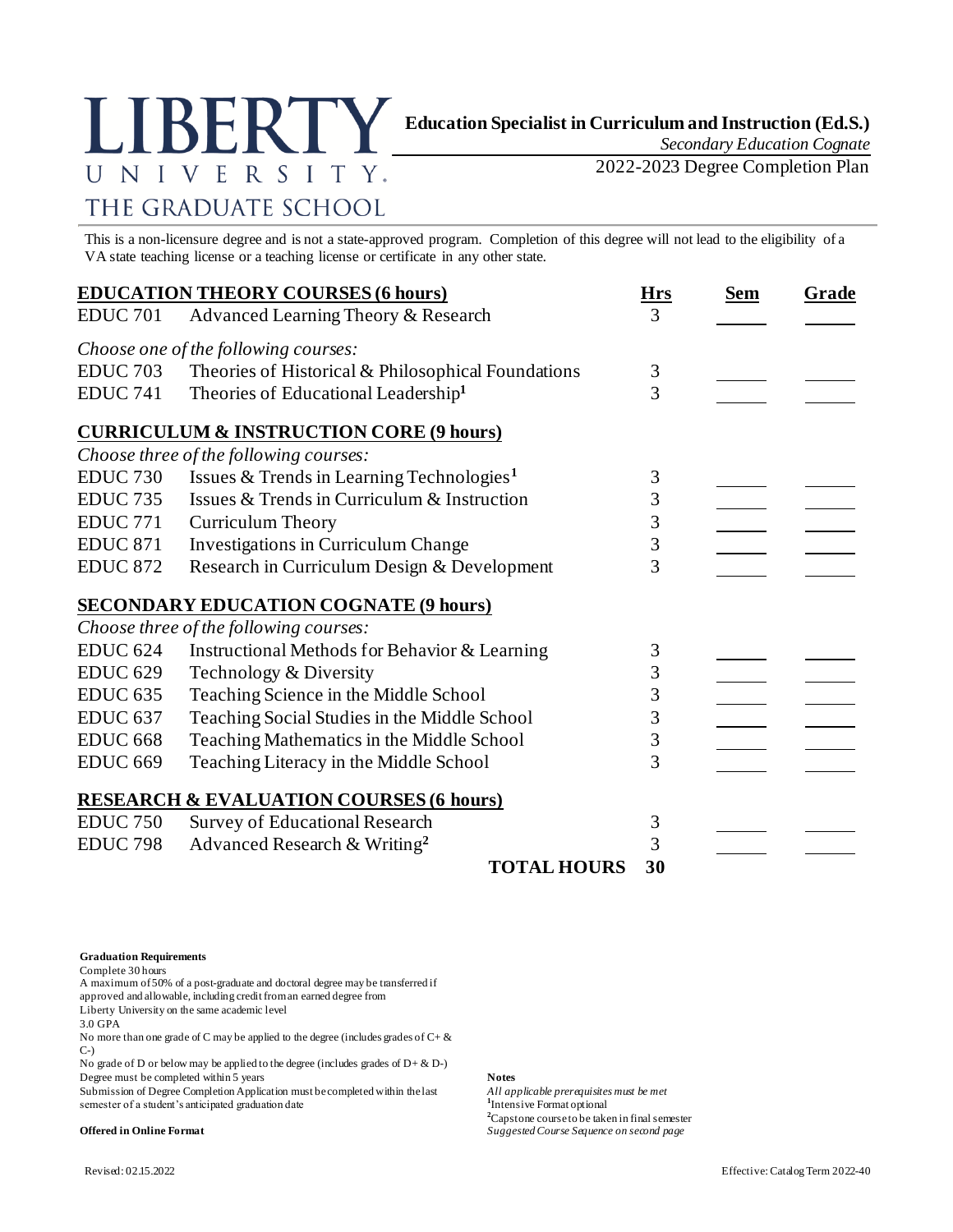# LIBERTY UNIVERSITY. THE GRADUATE SCHOOL

## Education Specialist in Curriculum and Instruction (Ed.S.)

*Secondary Education Cognate*

2022-2023 Degree Completion Plan

This is a non-licensure degree and is not a state-approved program. Completion of this degree will not lead to the eligibility of a VA state teaching license or a teaching license or certificate in any other state.

| | | Hrs | Sem | Grade |
|---|---|---|---|---|
| **EDUCATION THEORY COURSES (6 hours)** | | | | |
| EDUC 701 | Advanced Learning Theory & Research | 3 | | |
| *Choose one of the following courses:* | | | | |
| EDUC 703 | Theories of Historical & Philosophical Foundations | 3 | | |
| EDUC 741 | Theories of Educational Leadership[1] | 3 | | |
| **CURRICULUM & INSTRUCTION CORE (9 hours)** | | | | |
| *Choose three of the following courses:* | | | | |
| EDUC 730 | Issues & Trends in Learning Technologies[1] | 3 | | |
| EDUC 735 | Issues & Trends in Curriculum & Instruction | 3 | | |
| EDUC 771 | Curriculum Theory | 3 | | |
| EDUC 871 | Investigations in Curriculum Change | 3 | | |
| EDUC 872 | Research in Curriculum Design & Development | 3 | | |
| **SECONDARY EDUCATION COGNATE (9 hours)** | | | | |
| *Choose three of the following courses:* | | | | |
| EDUC 624 | Instructional Methods for Behavior & Learning | 3 | | |
| EDUC 629 | Technology & Diversity | 3 | | |
| EDUC 635 | Teaching Science in the Middle School | 3 | | |
| EDUC 637 | Teaching Social Studies in the Middle School | 3 | | |
| EDUC 668 | Teaching Mathematics in the Middle School | 3 | | |
| EDUC 669 | Teaching Literacy in the Middle School | 3 | | |
| **RESEARCH & EVALUATION COURSES (6 hours)** | | | | |
| EDUC 750 | Survey of Educational Research | 3 | | |
| EDUC 798 | Advanced Research & Writing[2] | 3 | | |
| | **TOTAL HOURS** | **30** | | |

**Graduation Requirements**

Complete 30 hours

A maximum of 50% of a post-graduate and doctoral degree may be transferred if approved and allowable, including credit from an earned degree from Liberty University on the same academic level

3.0 GPA

No more than one grade of C may be applied to the degree (includes grades of C+ & C-)

No grade of D or below may be applied to the degree (includes grades of D+ & D-)

Degree must be completed within 5 years

Submission of Degree Completion Application must be completed within the last semester of a student's anticipated graduation date

**Offered in Online Format**

**Notes**

*All applicable prerequisites must be met*

[1]Intensive Format optional

[2]Capstone course to be taken in final semester

*Suggested Course Sequence on second page*

Revised: 02.15.2022

Effective: Catalog Term 2022-40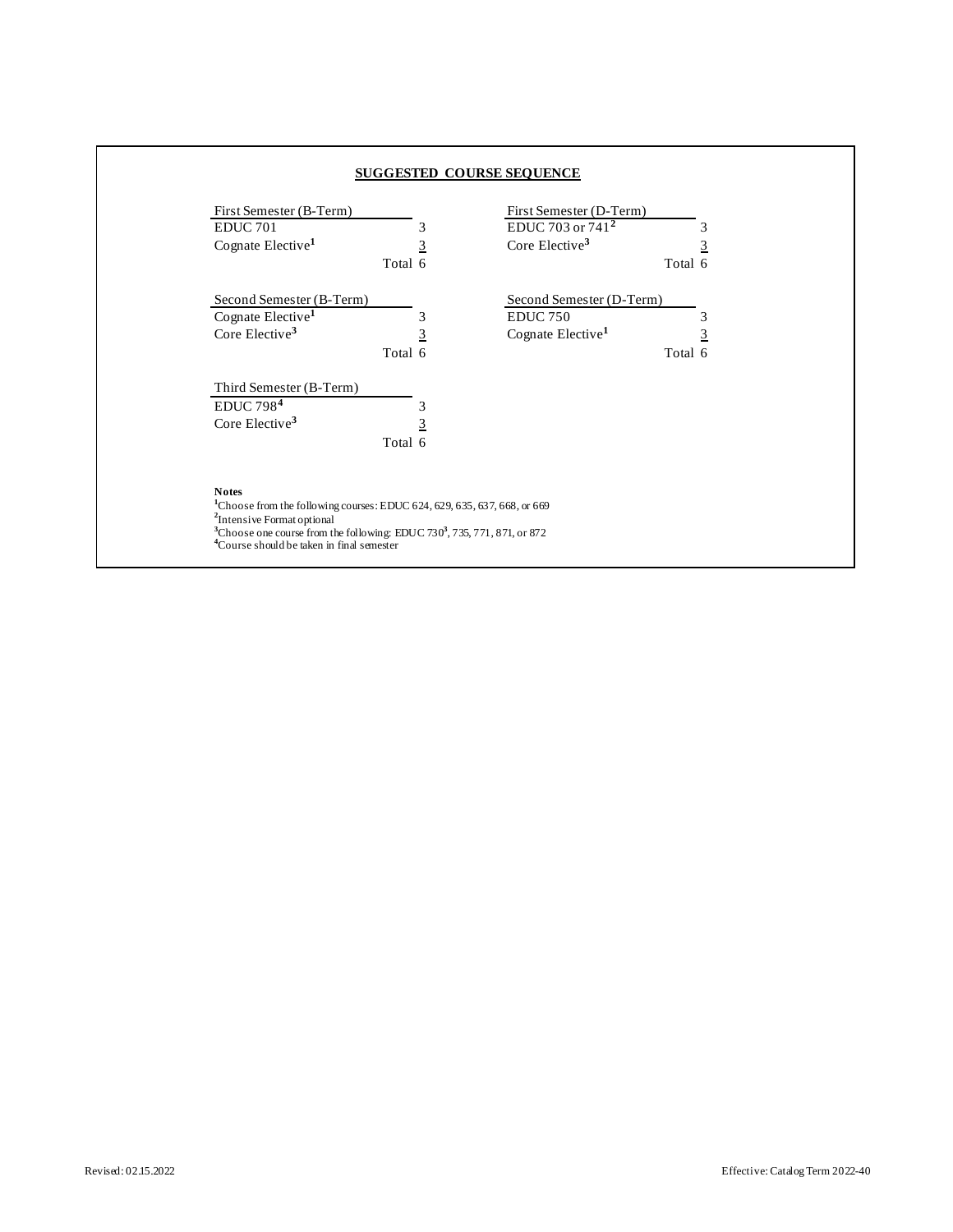## SUGGESTED COURSE SEQUENCE

| First Semester (B-Term) | | First Semester (D-Term) | |
|---|---|---|---|
| EDUC 701 | 3 | EDUC 703 or 741[2] | 3 |
| Cognate Elective[1] | 3 | Core Elective[3] | 3 |
| Total | 6 | Total | 6 |

| Second Semester (B-Term) | | Second Semester (D-Term) | |
|---|---|---|---|
| Cognate Elective[1] | 3 | EDUC 750 | 3 |
| Core Elective[3] | 3 | Cognate Elective[1] | 3 |
| Total | 6 | Total | 6 |

| Third Semester (B-Term) | |
|---|---|
| EDUC 798[4] | 3 |
| Core Elective[3] | 3 |
| Total | 6 |

**Notes**

[1]Choose from the following courses: EDUC 624, 629, 635, 637, 668, or 669
[2]Intensive Format optional
[3]Choose one course from the following: EDUC 730[3], 735, 771, 871, or 872
[4]Course should be taken in final semester